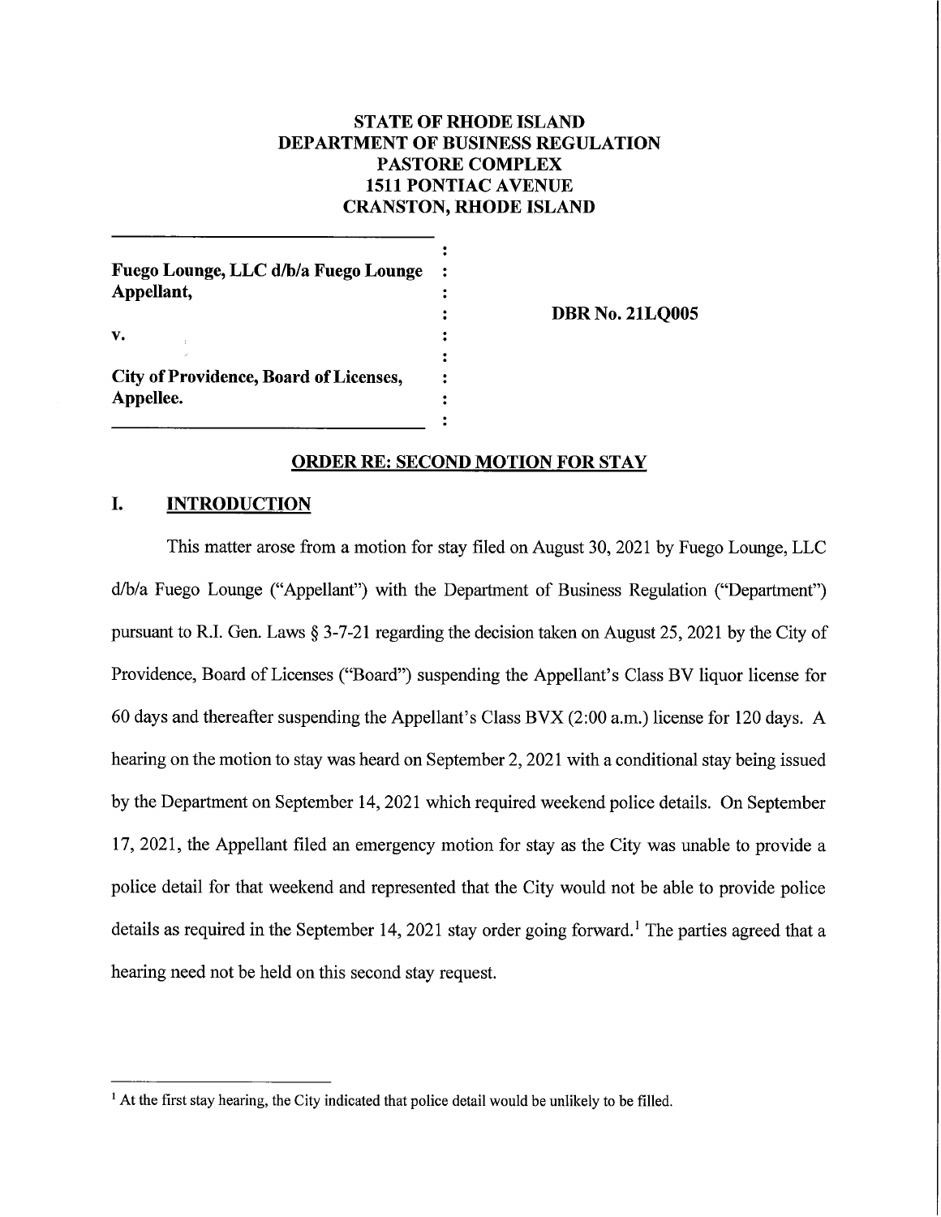**STATE OF RHODE ISLAND**
**DEPARTMENT OF BUSINESS REGULATION**
**PASTORE COMPLEX**
**1511 PONTIAC AVENUE**
**CRANSTON, RHODE ISLAND**

| | |
|---|---|
| **Fuego Lounge, LLC d/b/a Fuego Lounge Appellant,** | |
| | **DBR No. 21LQ005** |
| **v.** | |
| **City of Providence, Board of Licenses, Appellee.** | |

## ORDER RE: SECOND MOTION FOR STAY

## I. INTRODUCTION

This matter arose from a motion for stay filed on August 30, 2021 by Fuego Lounge, LLC d/b/a Fuego Lounge ("Appellant") with the Department of Business Regulation ("Department") pursuant to R.I. Gen. Laws § 3-7-21 regarding the decision taken on August 25, 2021 by the City of Providence, Board of Licenses ("Board") suspending the Appellant's Class BV liquor license for 60 days and thereafter suspending the Appellant's Class BVX (2:00 a.m.) license for 120 days. A hearing on the motion to stay was heard on September 2, 2021 with a conditional stay being issued by the Department on September 14, 2021 which required weekend police details. On September 17, 2021, the Appellant filed an emergency motion for stay as the City was unable to provide a police detail for that weekend and represented that the City would not be able to provide police details as required in the September 14, 2021 stay order going forward.[1] The parties agreed that a hearing need not be held on this second stay request.

[1] At the first stay hearing, the City indicated that police detail would be unlikely to be filled.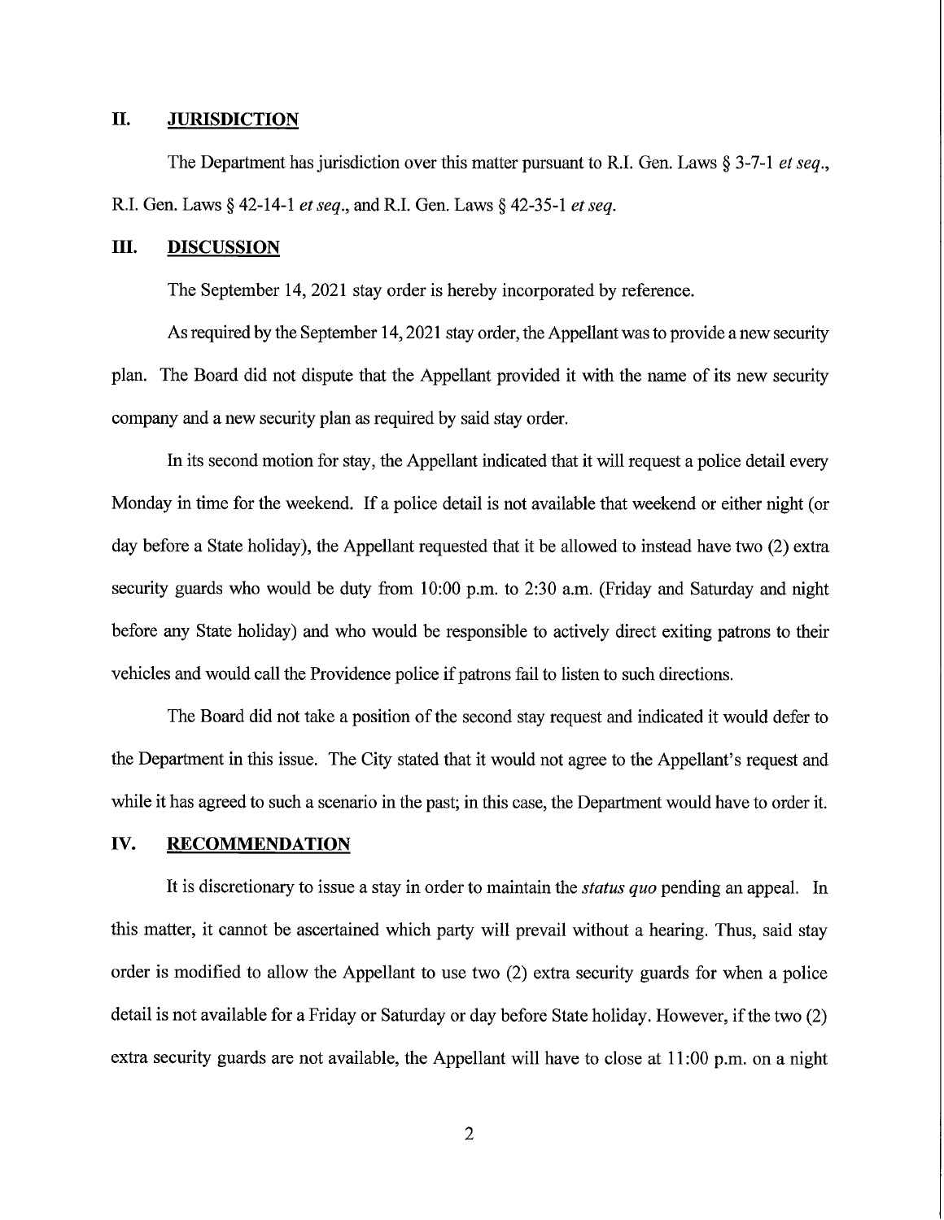## II. JURISDICTION

The Department has jurisdiction over this matter pursuant to R.I. Gen. Laws § 3-7-1 *et seq.*, R.I. Gen. Laws § 42-14-1 *et seq.*, and R.I. Gen. Laws § 42-35-1 *et seq.*

## III. DISCUSSION

The September 14, 2021 stay order is hereby incorporated by reference.

As required by the September 14, 2021 stay order, the Appellant was to provide a new security plan. The Board did not dispute that the Appellant provided it with the name of its new security company and a new security plan as required by said stay order.

In its second motion for stay, the Appellant indicated that it will request a police detail every Monday in time for the weekend. If a police detail is not available that weekend or either night (or day before a State holiday), the Appellant requested that it be allowed to instead have two (2) extra security guards who would be duty from 10:00 p.m. to 2:30 a.m. (Friday and Saturday and night before any State holiday) and who would be responsible to actively direct exiting patrons to their vehicles and would call the Providence police if patrons fail to listen to such directions.

The Board did not take a position of the second stay request and indicated it would defer to the Department in this issue. The City stated that it would not agree to the Appellant's request and while it has agreed to such a scenario in the past; in this case, the Department would have to order it.

## IV. RECOMMENDATION

It is discretionary to issue a stay in order to maintain the *status quo* pending an appeal. In this matter, it cannot be ascertained which party will prevail without a hearing. Thus, said stay order is modified to allow the Appellant to use two (2) extra security guards for when a police detail is not available for a Friday or Saturday or day before State holiday. However, if the two (2) extra security guards are not available, the Appellant will have to close at 11:00 p.m. on a night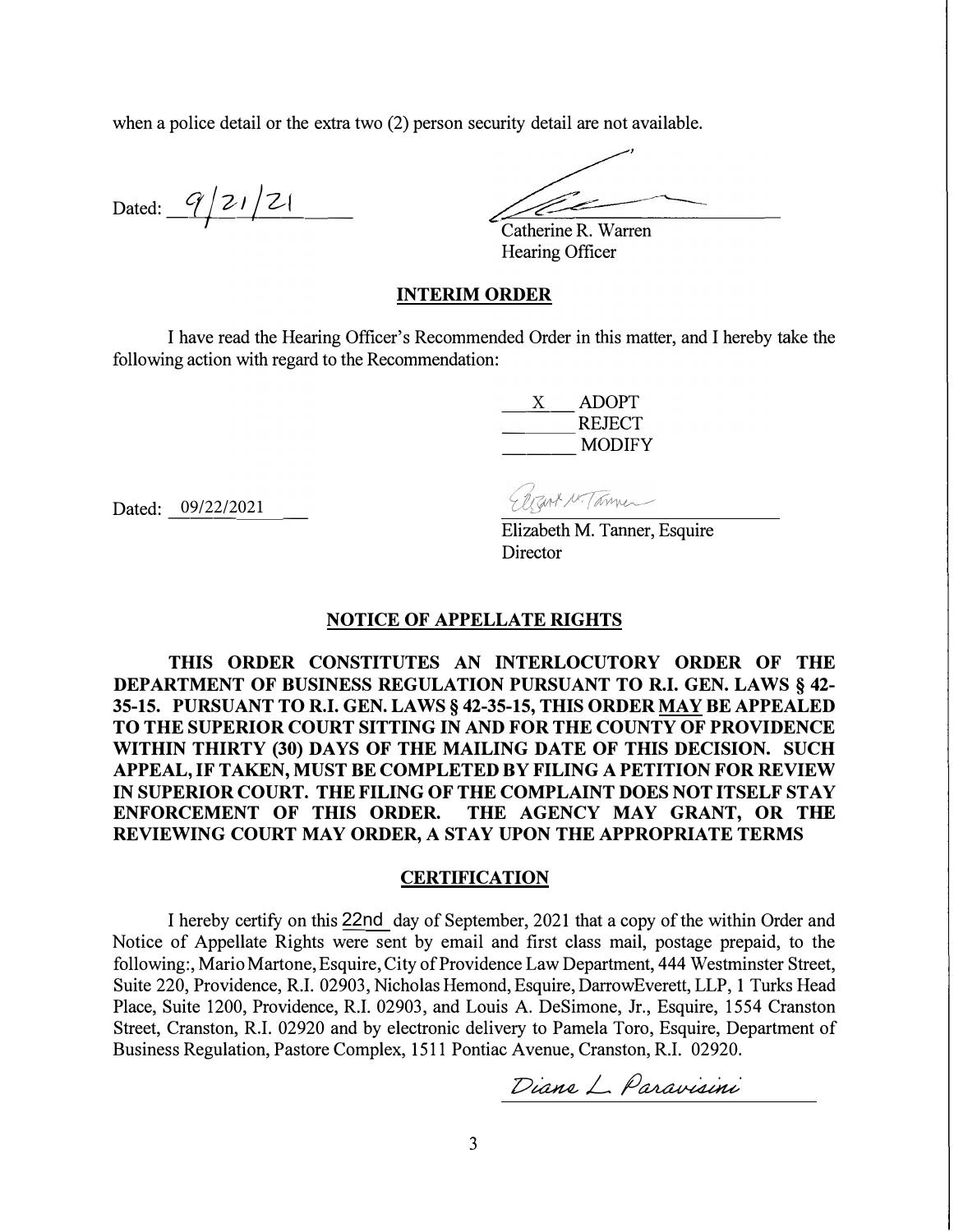when a police detail or the extra two (2) person security detail are not available.

Dated: 9/21/21

Catherine R. Warren
Hearing Officer

## INTERIM ORDER

I have read the Hearing Officer's Recommended Order in this matter, and I hereby take the following action with regard to the Recommendation:

\_\_X\_\_ ADOPT
\_\_\_\_\_ REJECT
\_\_\_\_\_ MODIFY

Dated: 09/22/2021

Elizabeth M. Tanner, Esquire
Director

## NOTICE OF APPELLATE RIGHTS

**THIS ORDER CONSTITUTES AN INTERLOCUTORY ORDER OF THE DEPARTMENT OF BUSINESS REGULATION PURSUANT TO R.I. GEN. LAWS § 42-35-15. PURSUANT TO R.I. GEN. LAWS § 42-35-15, THIS ORDER MAY BE APPEALED TO THE SUPERIOR COURT SITTING IN AND FOR THE COUNTY OF PROVIDENCE WITHIN THIRTY (30) DAYS OF THE MAILING DATE OF THIS DECISION. SUCH APPEAL, IF TAKEN, MUST BE COMPLETED BY FILING A PETITION FOR REVIEW IN SUPERIOR COURT. THE FILING OF THE COMPLAINT DOES NOT ITSELF STAY ENFORCEMENT OF THIS ORDER. THE AGENCY MAY GRANT, OR THE REVIEWING COURT MAY ORDER, A STAY UPON THE APPROPRIATE TERMS**

## CERTIFICATION

I hereby certify on this 22nd day of September, 2021 that a copy of the within Order and Notice of Appellate Rights were sent by email and first class mail, postage prepaid, to the following:, Mario Martone, Esquire, City of Providence Law Department, 444 Westminster Street, Suite 220, Providence, R.I. 02903, Nicholas Hemond, Esquire, DarrowEverett, LLP, 1 Turks Head Place, Suite 1200, Providence, R.I. 02903, and Louis A. DeSimone, Jr., Esquire, 1554 Cranston Street, Cranston, R.I. 02920 and by electronic delivery to Pamela Toro, Esquire, Department of Business Regulation, Pastore Complex, 1511 Pontiac Avenue, Cranston, R.I. 02920.

Diane L. Paravisini